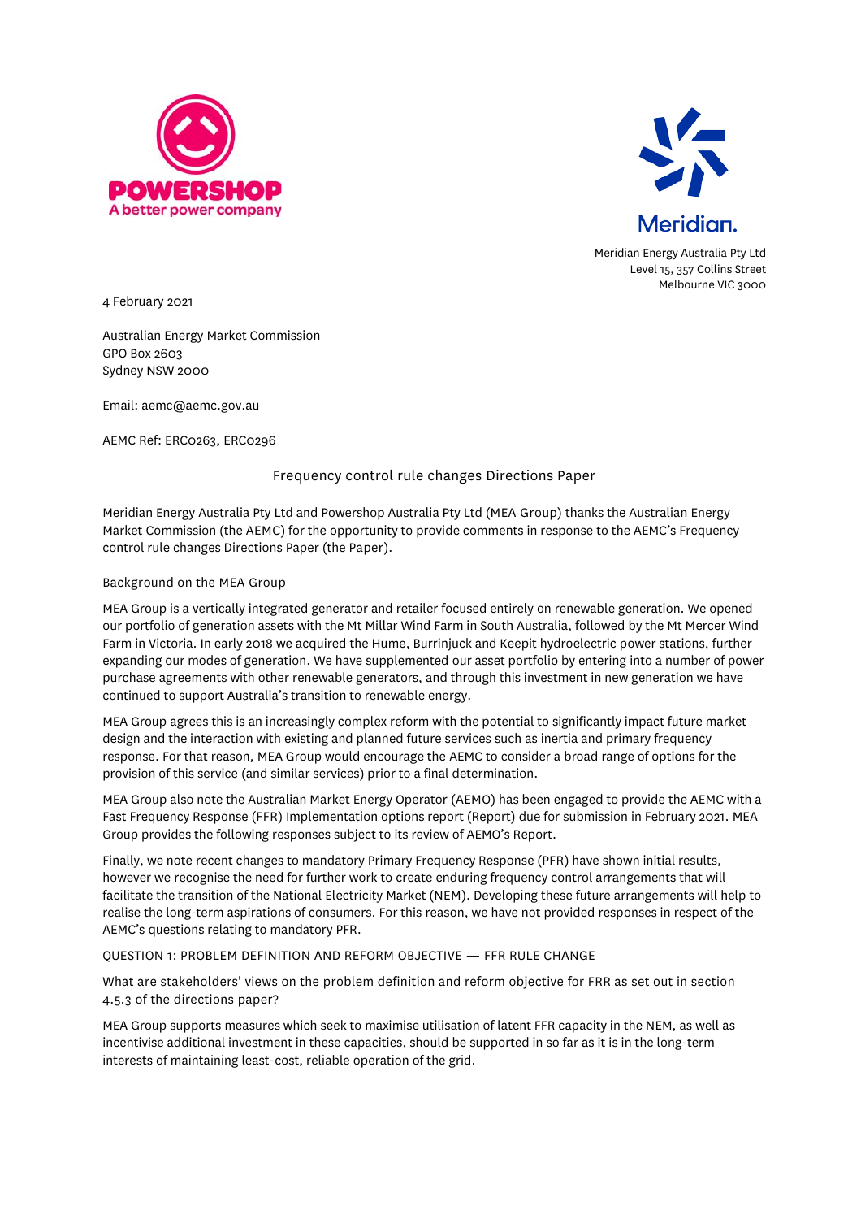POWERSHOP
A better power company

Meridian.

Meridian Energy Australia Pty Ltd
Level 15, 357 Collins Street
Melbourne VIC 3000

4 February 2021

Australian Energy Market Commission
GPO Box 2603
Sydney NSW 2000

Email: aemc@aemc.gov.au

AEMC Ref: ERC0263, ERC0296

Frequency control rule changes Directions Paper

Meridian Energy Australia Pty Ltd and Powershop Australia Pty Ltd (MEA Group) thanks the Australian Energy Market Commission (the AEMC) for the opportunity to provide comments in response to the AEMC's Frequency control rule changes Directions Paper (the Paper).

## Background on the MEA Group

MEA Group is a vertically integrated generator and retailer focused entirely on renewable generation. We opened our portfolio of generation assets with the Mt Millar Wind Farm in South Australia, followed by the Mt Mercer Wind Farm in Victoria. In early 2018 we acquired the Hume, Burrinjuck and Keepit hydroelectric power stations, further expanding our modes of generation. We have supplemented our asset portfolio by entering into a number of power purchase agreements with other renewable generators, and through this investment in new generation we have continued to support Australia's transition to renewable energy.

MEA Group agrees this is an increasingly complex reform with the potential to significantly impact future market design and the interaction with existing and planned future services such as inertia and primary frequency response. For that reason, MEA Group would encourage the AEMC to consider a broad range of options for the provision of this service (and similar services) prior to a final determination.

MEA Group also note the Australian Market Energy Operator (AEMO) has been engaged to provide the AEMC with a Fast Frequency Response (FFR) Implementation options report (Report) due for submission in February 2021. MEA Group provides the following responses subject to its review of AEMO's Report.

Finally, we note recent changes to mandatory Primary Frequency Response (PFR) have shown initial results, however we recognise the need for further work to create enduring frequency control arrangements that will facilitate the transition of the National Electricity Market (NEM). Developing these future arrangements will help to realise the long-term aspirations of consumers. For this reason, we have not provided responses in respect of the AEMC's questions relating to mandatory PFR.

## QUESTION 1: PROBLEM DEFINITION AND REFORM OBJECTIVE — FFR RULE CHANGE

What are stakeholders' views on the problem definition and reform objective for FRR as set out in section 4.5.3 of the directions paper?

MEA Group supports measures which seek to maximise utilisation of latent FFR capacity in the NEM, as well as incentivise additional investment in these capacities, should be supported in so far as it is in the long-term interests of maintaining least-cost, reliable operation of the grid.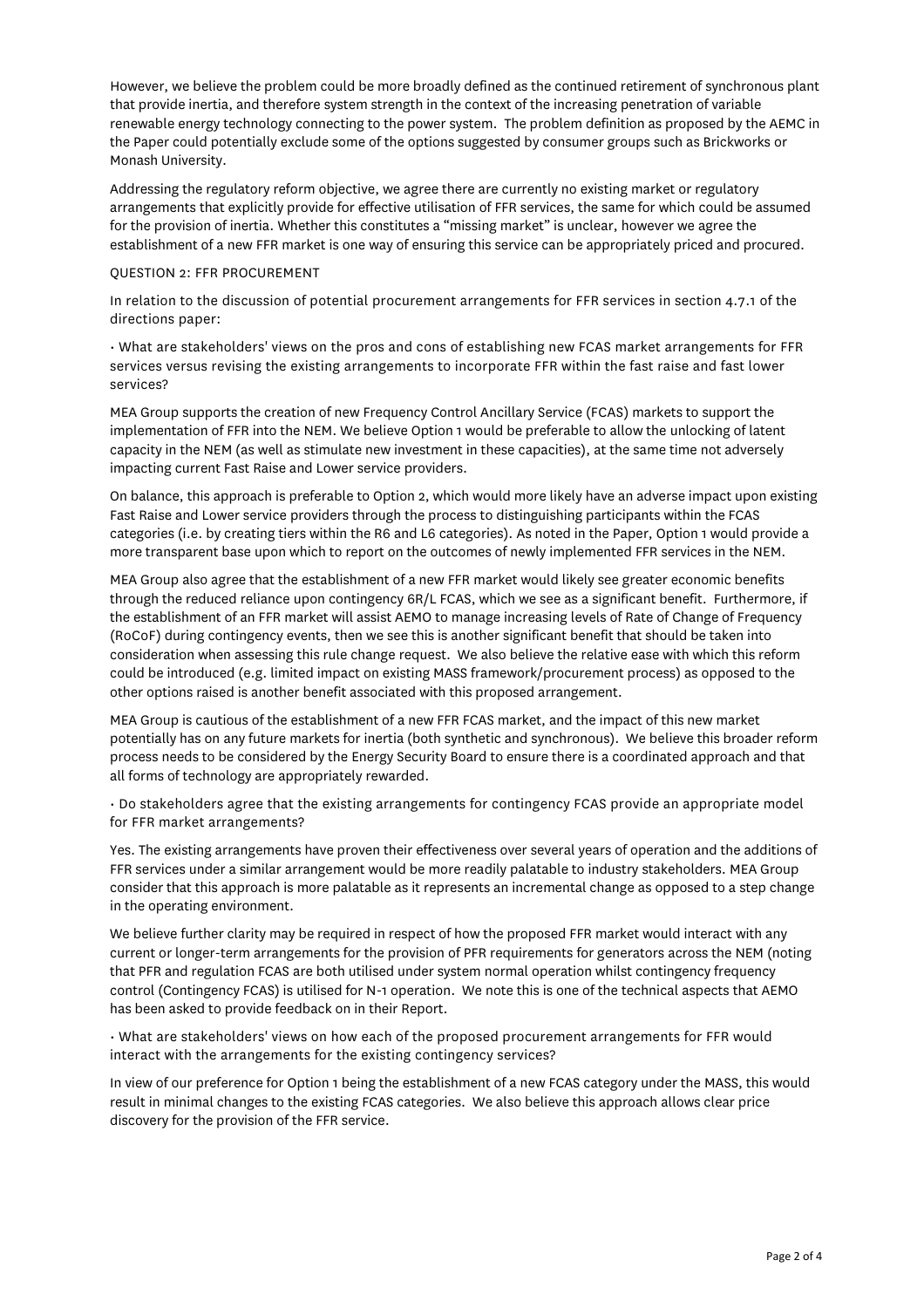However, we believe the problem could be more broadly defined as the continued retirement of synchronous plant that provide inertia, and therefore system strength in the context of the increasing penetration of variable renewable energy technology connecting to the power system. The problem definition as proposed by the AEMC in the Paper could potentially exclude some of the options suggested by consumer groups such as Brickworks or Monash University.

Addressing the regulatory reform objective, we agree there are currently no existing market or regulatory arrangements that explicitly provide for effective utilisation of FFR services, the same for which could be assumed for the provision of inertia. Whether this constitutes a "missing market" is unclear, however we agree the establishment of a new FFR market is one way of ensuring this service can be appropriately priced and procured.

## QUESTION 2: FFR PROCUREMENT

In relation to the discussion of potential procurement arrangements for FFR services in section 4.7.1 of the directions paper:

• What are stakeholders' views on the pros and cons of establishing new FCAS market arrangements for FFR services versus revising the existing arrangements to incorporate FFR within the fast raise and fast lower services?

MEA Group supports the creation of new Frequency Control Ancillary Service (FCAS) markets to support the implementation of FFR into the NEM. We believe Option 1 would be preferable to allow the unlocking of latent capacity in the NEM (as well as stimulate new investment in these capacities), at the same time not adversely impacting current Fast Raise and Lower service providers.

On balance, this approach is preferable to Option 2, which would more likely have an adverse impact upon existing Fast Raise and Lower service providers through the process to distinguishing participants within the FCAS categories (i.e. by creating tiers within the R6 and L6 categories). As noted in the Paper, Option 1 would provide a more transparent base upon which to report on the outcomes of newly implemented FFR services in the NEM.

MEA Group also agree that the establishment of a new FFR market would likely see greater economic benefits through the reduced reliance upon contingency 6R/L FCAS, which we see as a significant benefit. Furthermore, if the establishment of an FFR market will assist AEMO to manage increasing levels of Rate of Change of Frequency (RoCoF) during contingency events, then we see this is another significant benefit that should be taken into consideration when assessing this rule change request. We also believe the relative ease with which this reform could be introduced (e.g. limited impact on existing MASS framework/procurement process) as opposed to the other options raised is another benefit associated with this proposed arrangement.

MEA Group is cautious of the establishment of a new FFR FCAS market, and the impact of this new market potentially has on any future markets for inertia (both synthetic and synchronous). We believe this broader reform process needs to be considered by the Energy Security Board to ensure there is a coordinated approach and that all forms of technology are appropriately rewarded.

• Do stakeholders agree that the existing arrangements for contingency FCAS provide an appropriate model for FFR market arrangements?

Yes. The existing arrangements have proven their effectiveness over several years of operation and the additions of FFR services under a similar arrangement would be more readily palatable to industry stakeholders. MEA Group consider that this approach is more palatable as it represents an incremental change as opposed to a step change in the operating environment.

We believe further clarity may be required in respect of how the proposed FFR market would interact with any current or longer-term arrangements for the provision of PFR requirements for generators across the NEM (noting that PFR and regulation FCAS are both utilised under system normal operation whilst contingency frequency control (Contingency FCAS) is utilised for N-1 operation. We note this is one of the technical aspects that AEMO has been asked to provide feedback on in their Report.

• What are stakeholders' views on how each of the proposed procurement arrangements for FFR would interact with the arrangements for the existing contingency services?

In view of our preference for Option 1 being the establishment of a new FCAS category under the MASS, this would result in minimal changes to the existing FCAS categories. We also believe this approach allows clear price discovery for the provision of the FFR service.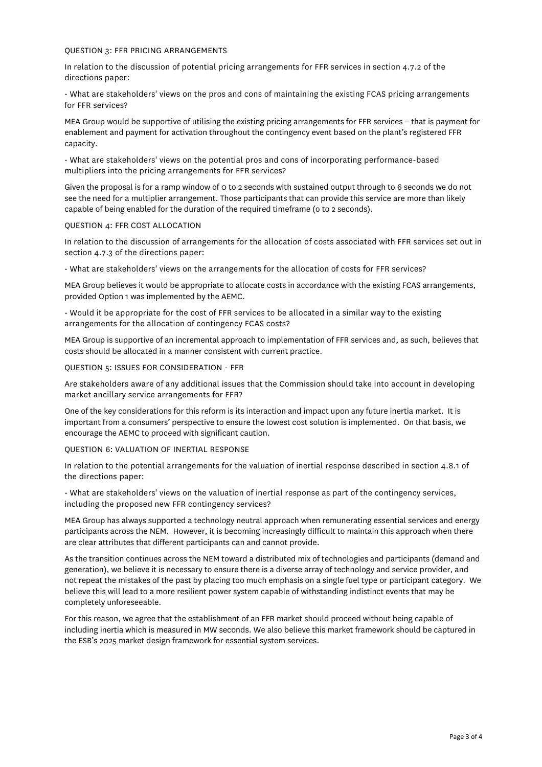QUESTION 3: FFR PRICING ARRANGEMENTS

In relation to the discussion of potential pricing arrangements for FFR services in section 4.7.2 of the directions paper:

• What are stakeholders' views on the pros and cons of maintaining the existing FCAS pricing arrangements for FFR services?

MEA Group would be supportive of utilising the existing pricing arrangements for FFR services – that is payment for enablement and payment for activation throughout the contingency event based on the plant's registered FFR capacity.

• What are stakeholders' views on the potential pros and cons of incorporating performance-based multipliers into the pricing arrangements for FFR services?

Given the proposal is for a ramp window of 0 to 2 seconds with sustained output through to 6 seconds we do not see the need for a multiplier arrangement. Those participants that can provide this service are more than likely capable of being enabled for the duration of the required timeframe (0 to 2 seconds).

QUESTION 4: FFR COST ALLOCATION

In relation to the discussion of arrangements for the allocation of costs associated with FFR services set out in section 4.7.3 of the directions paper:

• What are stakeholders' views on the arrangements for the allocation of costs for FFR services?

MEA Group believes it would be appropriate to allocate costs in accordance with the existing FCAS arrangements, provided Option 1 was implemented by the AEMC.

• Would it be appropriate for the cost of FFR services to be allocated in a similar way to the existing arrangements for the allocation of contingency FCAS costs?

MEA Group is supportive of an incremental approach to implementation of FFR services and, as such, believes that costs should be allocated in a manner consistent with current practice.

QUESTION 5: ISSUES FOR CONSIDERATION - FFR

Are stakeholders aware of any additional issues that the Commission should take into account in developing market ancillary service arrangements for FFR?

One of the key considerations for this reform is its interaction and impact upon any future inertia market. It is important from a consumers' perspective to ensure the lowest cost solution is implemented. On that basis, we encourage the AEMC to proceed with significant caution.

QUESTION 6: VALUATION OF INERTIAL RESPONSE

In relation to the potential arrangements for the valuation of inertial response described in section 4.8.1 of the directions paper:

• What are stakeholders' views on the valuation of inertial response as part of the contingency services, including the proposed new FFR contingency services?

MEA Group has always supported a technology neutral approach when remunerating essential services and energy participants across the NEM. However, it is becoming increasingly difficult to maintain this approach when there are clear attributes that different participants can and cannot provide.

As the transition continues across the NEM toward a distributed mix of technologies and participants (demand and generation), we believe it is necessary to ensure there is a diverse array of technology and service provider, and not repeat the mistakes of the past by placing too much emphasis on a single fuel type or participant category. We believe this will lead to a more resilient power system capable of withstanding indistinct events that may be completely unforeseeable.

For this reason, we agree that the establishment of an FFR market should proceed without being capable of including inertia which is measured in MW seconds. We also believe this market framework should be captured in the ESB's 2025 market design framework for essential system services.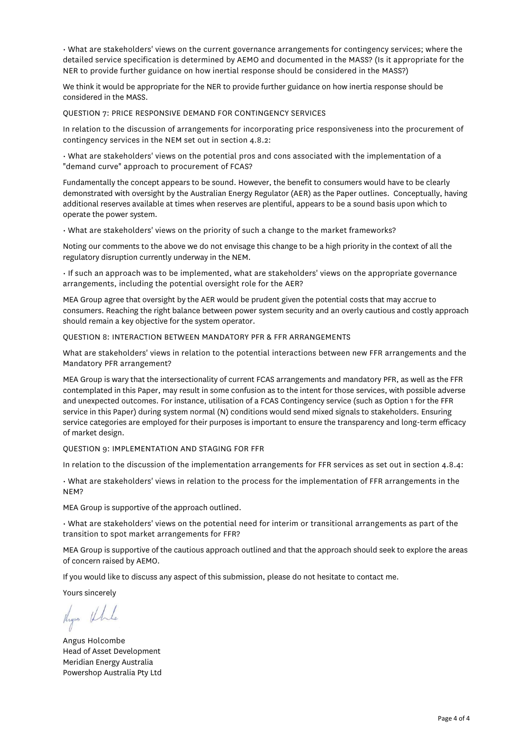• What are stakeholders' views on the current governance arrangements for contingency services; where the detailed service specification is determined by AEMO and documented in the MASS? (Is it appropriate for the NER to provide further guidance on how inertial response should be considered in the MASS?)

We think it would be appropriate for the NER to provide further guidance on how inertia response should be considered in the MASS.

QUESTION 7: PRICE RESPONSIVE DEMAND FOR CONTINGENCY SERVICES

In relation to the discussion of arrangements for incorporating price responsiveness into the procurement of contingency services in the NEM set out in section 4.8.2:

• What are stakeholders' views on the potential pros and cons associated with the implementation of a "demand curve" approach to procurement of FCAS?

Fundamentally the concept appears to be sound. However, the benefit to consumers would have to be clearly demonstrated with oversight by the Australian Energy Regulator (AER) as the Paper outlines. Conceptually, having additional reserves available at times when reserves are plentiful, appears to be a sound basis upon which to operate the power system.

• What are stakeholders' views on the priority of such a change to the market frameworks?

Noting our comments to the above we do not envisage this change to be a high priority in the context of all the regulatory disruption currently underway in the NEM.

• If such an approach was to be implemented, what are stakeholders' views on the appropriate governance arrangements, including the potential oversight role for the AER?

MEA Group agree that oversight by the AER would be prudent given the potential costs that may accrue to consumers. Reaching the right balance between power system security and an overly cautious and costly approach should remain a key objective for the system operator.

QUESTION 8: INTERACTION BETWEEN MANDATORY PFR & FFR ARRANGEMENTS

What are stakeholders' views in relation to the potential interactions between new FFR arrangements and the Mandatory PFR arrangement?

MEA Group is wary that the intersectionality of current FCAS arrangements and mandatory PFR, as well as the FFR contemplated in this Paper, may result in some confusion as to the intent for those services, with possible adverse and unexpected outcomes. For instance, utilisation of a FCAS Contingency service (such as Option 1 for the FFR service in this Paper) during system normal (N) conditions would send mixed signals to stakeholders. Ensuring service categories are employed for their purposes is important to ensure the transparency and long-term efficacy of market design.

QUESTION 9: IMPLEMENTATION AND STAGING FOR FFR

In relation to the discussion of the implementation arrangements for FFR services as set out in section 4.8.4:

• What are stakeholders' views in relation to the process for the implementation of FFR arrangements in the NEM?

MEA Group is supportive of the approach outlined.

• What are stakeholders' views on the potential need for interim or transitional arrangements as part of the transition to spot market arrangements for FFR?

MEA Group is supportive of the cautious approach outlined and that the approach should seek to explore the areas of concern raised by AEMO.

If you would like to discuss any aspect of this submission, please do not hesitate to contact me.

Yours sincerely

Angus Holcombe
Head of Asset Development
Meridian Energy Australia
Powershop Australia Pty Ltd